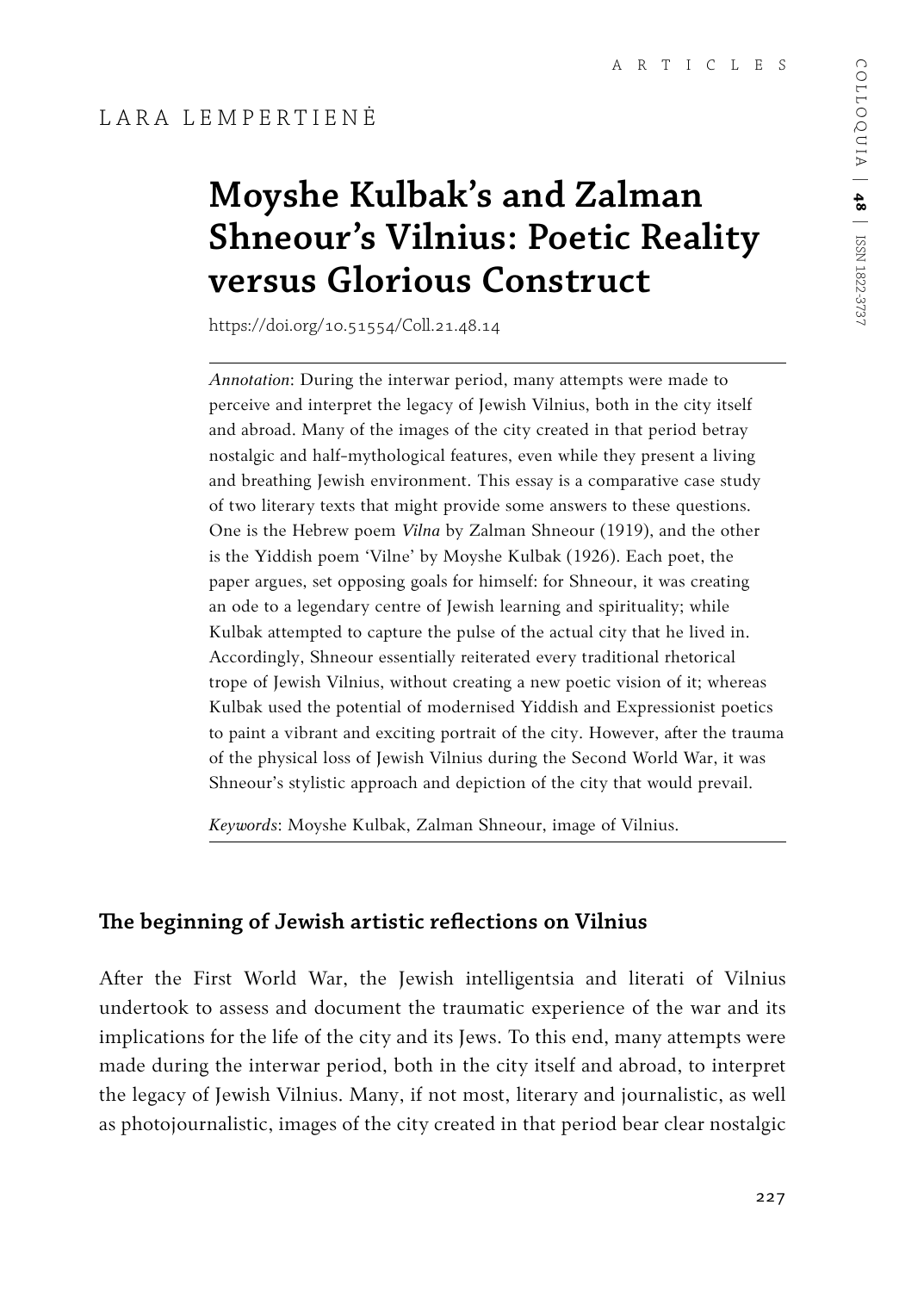ARTICLES

LARA LEMPERTIENĖ

# Moyshe Kulbak's and Zalman Shneour's Vilnius: Poetic Reality versus Glorious Construct

https://doi.org/10.51554/Coll.21.48.14

*Annotation*: During the interwar period, many attempts were made to perceive and interpret the legacy of Jewish Vilnius, both in the city itself and abroad. Many of the images of the city created in that period betray nostalgic and half-mythological features, even while they present a living and breathing Jewish environment. This essay is a comparative case study of two literary texts that might provide some answers to these questions. One is the Hebrew poem *Vilna* by Zalman Shneour (1919), and the other is the Yiddish poem 'Vilne' by Moyshe Kulbak (1926). Each poet, the paper argues, set opposing goals for himself: for Shneour, it was creating an ode to a legendary centre of Jewish learning and spirituality; while Kulbak attempted to capture the pulse of the actual city that he lived in. Accordingly, Shneour essentially reiterated every traditional rhetorical trope of Jewish Vilnius, without creating a new poetic vision of it; whereas Kulbak used the potential of modernised Yiddish and Expressionist poetics to paint a vibrant and exciting portrait of the city. However, after the trauma of the physical loss of Jewish Vilnius during the Second World War, it was Shneour's stylistic approach and depiction of the city that would prevail.

*Keywords*: Moyshe Kulbak, Zalman Shneour, image of Vilnius.

## The beginning of Jewish artistic reflections on Vilnius

After the First World War, the Jewish intelligentsia and literati of Vilnius undertook to assess and document the traumatic experience of the war and its implications for the life of the city and its Jews. To this end, many attempts were made during the interwar period, both in the city itself and abroad, to interpret the legacy of Jewish Vilnius. Many, if not most, literary and journalistic, as well as photojournalistic, images of the city created in that period bear clear nostalgic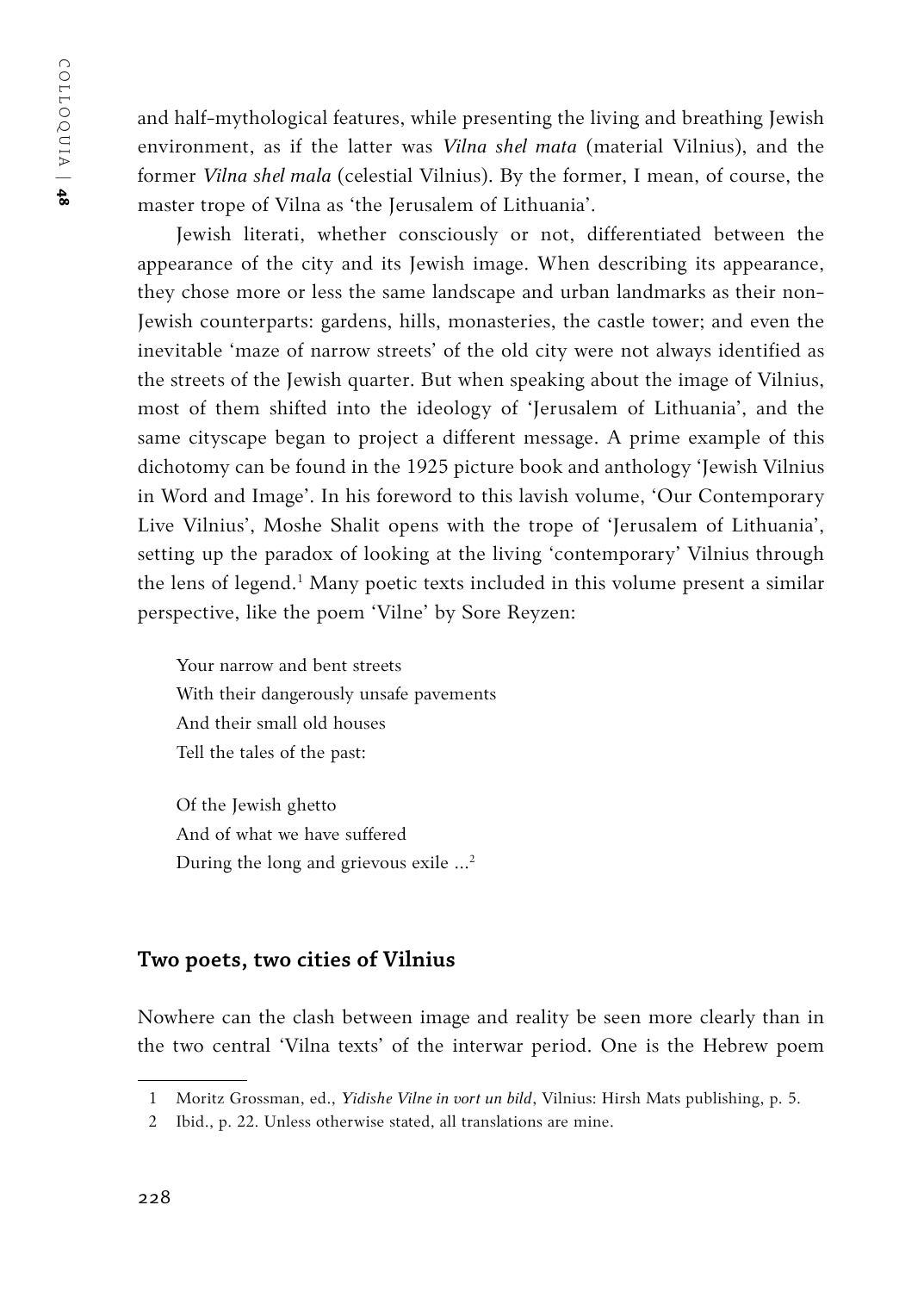and half-mythological features, while presenting the living and breathing Jewish environment, as if the latter was *Vilna shel mata* (material Vilnius), and the former *Vilna shel mala* (celestial Vilnius). By the former, I mean, of course, the master trope of Vilna as 'the Jerusalem of Lithuania'.

Jewish literati, whether consciously or not, differentiated between the appearance of the city and its Jewish image. When describing its appearance, they chose more or less the same landscape and urban landmarks as their non-Jewish counterparts: gardens, hills, monasteries, the castle tower; and even the inevitable 'maze of narrow streets' of the old city were not always identified as the streets of the Jewish quarter. But when speaking about the image of Vilnius, most of them shifted into the ideology of 'Jerusalem of Lithuania', and the same cityscape began to project a different message. A prime example of this dichotomy can be found in the 1925 picture book and anthology 'Jewish Vilnius in Word and Image'. In his foreword to this lavish volume, 'Our Contemporary Live Vilnius', Moshe Shalit opens with the trope of 'Jerusalem of Lithuania', setting up the paradox of looking at the living 'contemporary' Vilnius through the lens of legend.[1] Many poetic texts included in this volume present a similar perspective, like the poem 'Vilne' by Sore Reyzen:

> Your narrow and bent streets  
> With their dangerously unsafe pavements  
> And their small old houses  
> Tell the tales of the past:
>
> Of the Jewish ghetto  
> And of what we have suffered  
> During the long and grievous exile ...[2]

## Two poets, two cities of Vilnius

Nowhere can the clash between image and reality be seen more clearly than in the two central 'Vilna texts' of the interwar period. One is the Hebrew poem

---

1 Moritz Grossman, ed., *Yidishe Vilne in vort un bild*, Vilnius: Hirsh Mats publishing, p. 5.

2 Ibid., p. 22. Unless otherwise stated, all translations are mine.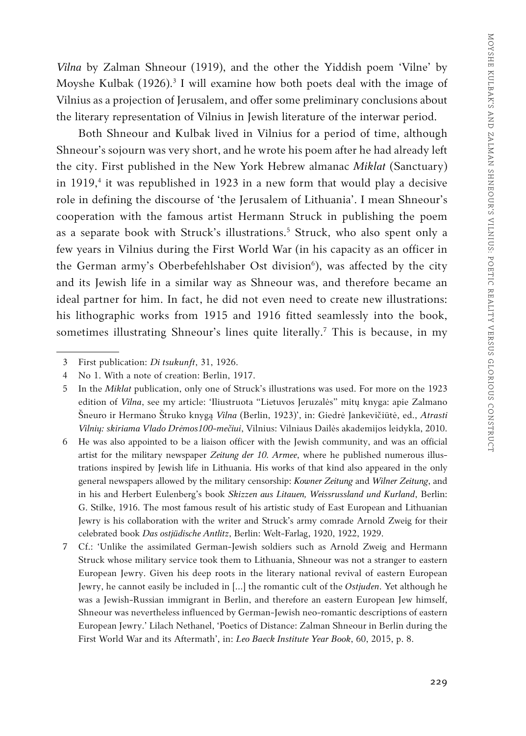*Vilna* by Zalman Shneour (1919), and the other the Yiddish poem 'Vilne' by Moyshe Kulbak (1926).[3] I will examine how both poets deal with the image of Vilnius as a projection of Jerusalem, and offer some preliminary conclusions about the literary representation of Vilnius in Jewish literature of the interwar period.

Both Shneour and Kulbak lived in Vilnius for a period of time, although Shneour's sojourn was very short, and he wrote his poem after he had already left the city. First published in the New York Hebrew almanac *Miklat* (Sanctuary) in 1919,[4] it was republished in 1923 in a new form that would play a decisive role in defining the discourse of 'the Jerusalem of Lithuania'. I mean Shneour's cooperation with the famous artist Hermann Struck in publishing the poem as a separate book with Struck's illustrations.[5] Struck, who also spent only a few years in Vilnius during the First World War (in his capacity as an officer in the German army's Oberbefehlshaber Ost division[6]), was affected by the city and its Jewish life in a similar way as Shneour was, and therefore became an ideal partner for him. In fact, he did not even need to create new illustrations: his lithographic works from 1915 and 1916 fitted seamlessly into the book, sometimes illustrating Shneour's lines quite literally.[7] This is because, in my

---

3 First publication: *Di tsukunft*, 31, 1926.

4 No 1. With a note of creation: Berlin, 1917.

5 In the *Miklat* publication, only one of Struck's illustrations was used. For more on the 1923 edition of *Vilna*, see my article: 'Iliustruota "Lietuvos Jeruzalės" mitų knyga: apie Zalmano Šneuro ir Hermano Štruko knygą *Vilna* (Berlin, 1923)', in: Giedrė Jankevičiūtė, ed., *Atrasti Vilnių: skiriama Vlado Drėmos100-mečiui*, Vilnius: Vilniaus Dailės akademijos leidykla, 2010.

6 He was also appointed to be a liaison officer with the Jewish community, and was an official artist for the military newspaper *Zeitung der 10. Armee*, where he published numerous illustrations inspired by Jewish life in Lithuania. His works of that kind also appeared in the only general newspapers allowed by the military censorship: *Kowner Zeitung* and *Wilner Zeitung*, and in his and Herbert Eulenberg's book *Skizzen aus Litauen, Weissrussland und Kurland*, Berlin: G. Stilke, 1916. The most famous result of his artistic study of East European and Lithuanian Jewry is his collaboration with the writer and Struck's army comrade Arnold Zweig for their celebrated book *Das ostjüdische Antlitz*, Berlin: Welt-Farlag, 1920, 1922, 1929.

7 Cf.: 'Unlike the assimilated German-Jewish soldiers such as Arnold Zweig and Hermann Struck whose military service took them to Lithuania, Shneour was not a stranger to eastern European Jewry. Given his deep roots in the literary national revival of eastern European Jewry, he cannot easily be included in [...] the romantic cult of the *Ostjuden*. Yet although he was a Jewish-Russian immigrant in Berlin, and therefore an eastern European Jew himself, Shneour was nevertheless influenced by German-Jewish neo-romantic descriptions of eastern European Jewry.' Lilach Nethanel, 'Poetics of Distance: Zalman Shneour in Berlin during the First World War and its Aftermath', in: *Leo Baeck Institute Year Book*, 60, 2015, p. 8.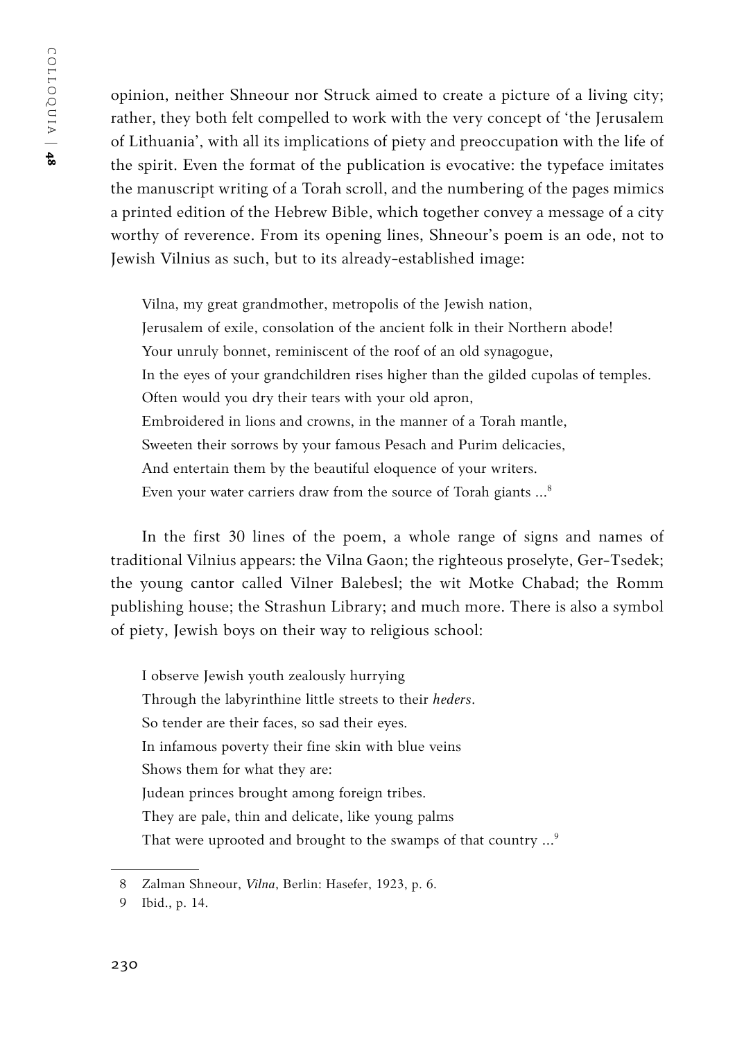opinion, neither Shneour nor Struck aimed to create a picture of a living city; rather, they both felt compelled to work with the very concept of 'the Jerusalem of Lithuania', with all its implications of piety and preoccupation with the life of the spirit. Even the format of the publication is evocative: the typeface imitates the manuscript writing of a Torah scroll, and the numbering of the pages mimics a printed edition of the Hebrew Bible, which together convey a message of a city worthy of reverence. From its opening lines, Shneour's poem is an ode, not to Jewish Vilnius as such, but to its already-established image:

> Vilna, my great grandmother, metropolis of the Jewish nation,
> Jerusalem of exile, consolation of the ancient folk in their Northern abode!
> Your unruly bonnet, reminiscent of the roof of an old synagogue,
> In the eyes of your grandchildren rises higher than the gilded cupolas of temples.
> Often would you dry their tears with your old apron,
> Embroidered in lions and crowns, in the manner of a Torah mantle,
> Sweeten their sorrows by your famous Pesach and Purim delicacies,
> And entertain them by the beautiful eloquence of your writers.
> Even your water carriers draw from the source of Torah giants ...[8]

In the first 30 lines of the poem, a whole range of signs and names of traditional Vilnius appears: the Vilna Gaon; the righteous proselyte, Ger-Tsedek; the young cantor called Vilner Balebesl; the wit Motke Chabad; the Romm publishing house; the Strashun Library; and much more. There is also a symbol of piety, Jewish boys on their way to religious school:

> I observe Jewish youth zealously hurrying
> Through the labyrinthine little streets to their *heders*.
> So tender are their faces, so sad their eyes.
> In infamous poverty their fine skin with blue veins
> Shows them for what they are:
> Judean princes brought among foreign tribes.
> They are pale, thin and delicate, like young palms
> That were uprooted and brought to the swamps of that country ...[9]

---

8 Zalman Shneour, *Vilna*, Berlin: Hasefer, 1923, p. 6.

9 Ibid., p. 14.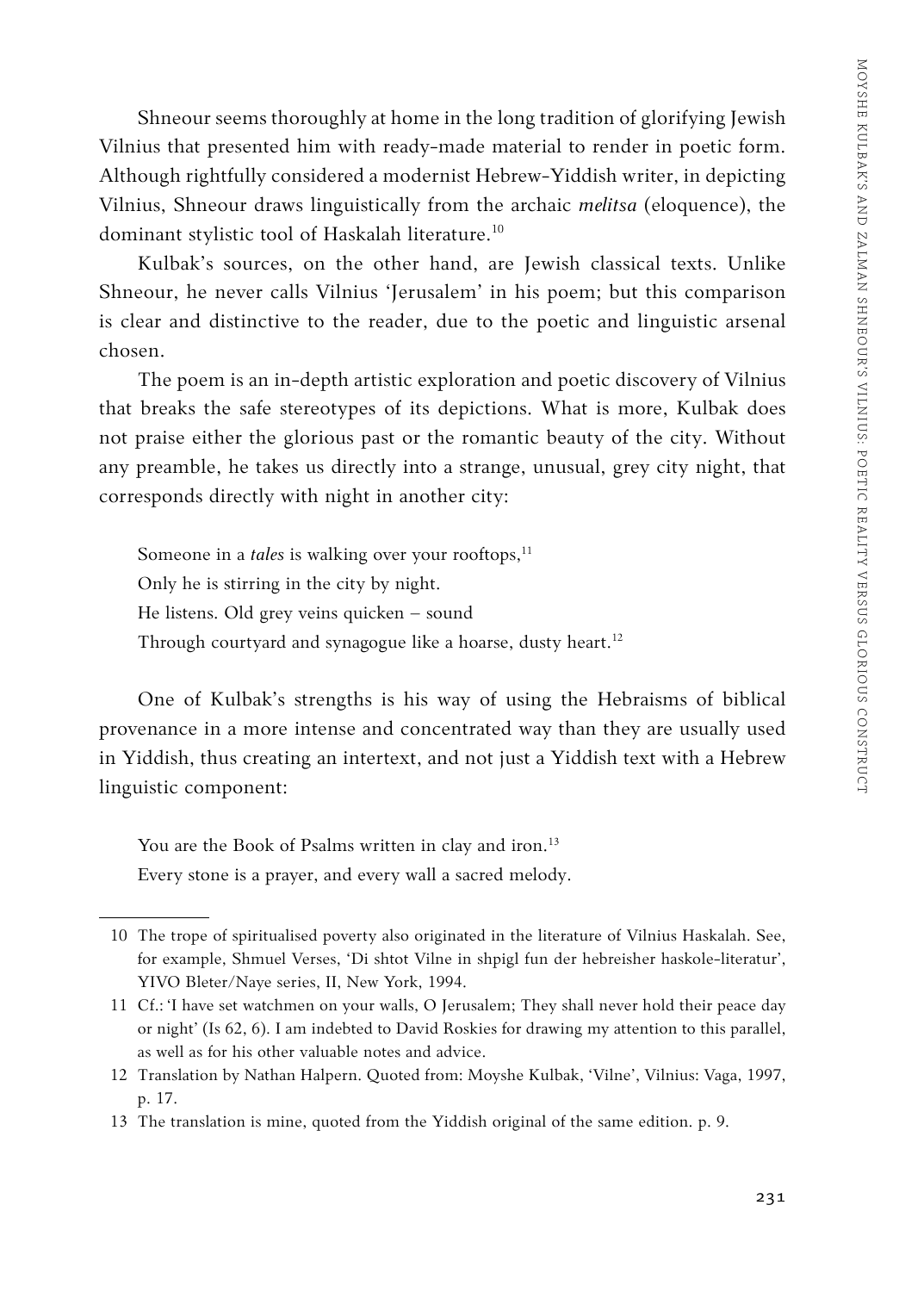Shneour seems thoroughly at home in the long tradition of glorifying Jewish Vilnius that presented him with ready-made material to render in poetic form. Although rightfully considered a modernist Hebrew-Yiddish writer, in depicting Vilnius, Shneour draws linguistically from the archaic *melitsa* (eloquence), the dominant stylistic tool of Haskalah literature.[10]

Kulbak's sources, on the other hand, are Jewish classical texts. Unlike Shneour, he never calls Vilnius 'Jerusalem' in his poem; but this comparison is clear and distinctive to the reader, due to the poetic and linguistic arsenal chosen.

The poem is an in-depth artistic exploration and poetic discovery of Vilnius that breaks the safe stereotypes of its depictions. What is more, Kulbak does not praise either the glorious past or the romantic beauty of the city. Without any preamble, he takes us directly into a strange, unusual, grey city night, that corresponds directly with night in another city:

> Someone in a *tales* is walking over your rooftops,[11]
> Only he is stirring in the city by night.
> He listens. Old grey veins quicken – sound
> Through courtyard and synagogue like a hoarse, dusty heart.[12]

One of Kulbak's strengths is his way of using the Hebraisms of biblical provenance in a more intense and concentrated way than they are usually used in Yiddish, thus creating an intertext, and not just a Yiddish text with a Hebrew linguistic component:

> You are the Book of Psalms written in clay and iron.[13]
> Every stone is a prayer, and every wall a sacred melody.

---

10 The trope of spiritualised poverty also originated in the literature of Vilnius Haskalah. See, for example, Shmuel Verses, 'Di shtot Vilne in shpigl fun der hebreisher haskole-literatur', YIVO Bleter/Naye series, II, New York, 1994.

11 Cf.: 'I have set watchmen on your walls, O Jerusalem; They shall never hold their peace day or night' (Is 62, 6). I am indebted to David Roskies for drawing my attention to this parallel, as well as for his other valuable notes and advice.

12 Translation by Nathan Halpern. Quoted from: Moyshe Kulbak, 'Vilne', Vilnius: Vaga, 1997, p. 17.

13 The translation is mine, quoted from the Yiddish original of the same edition. p. 9.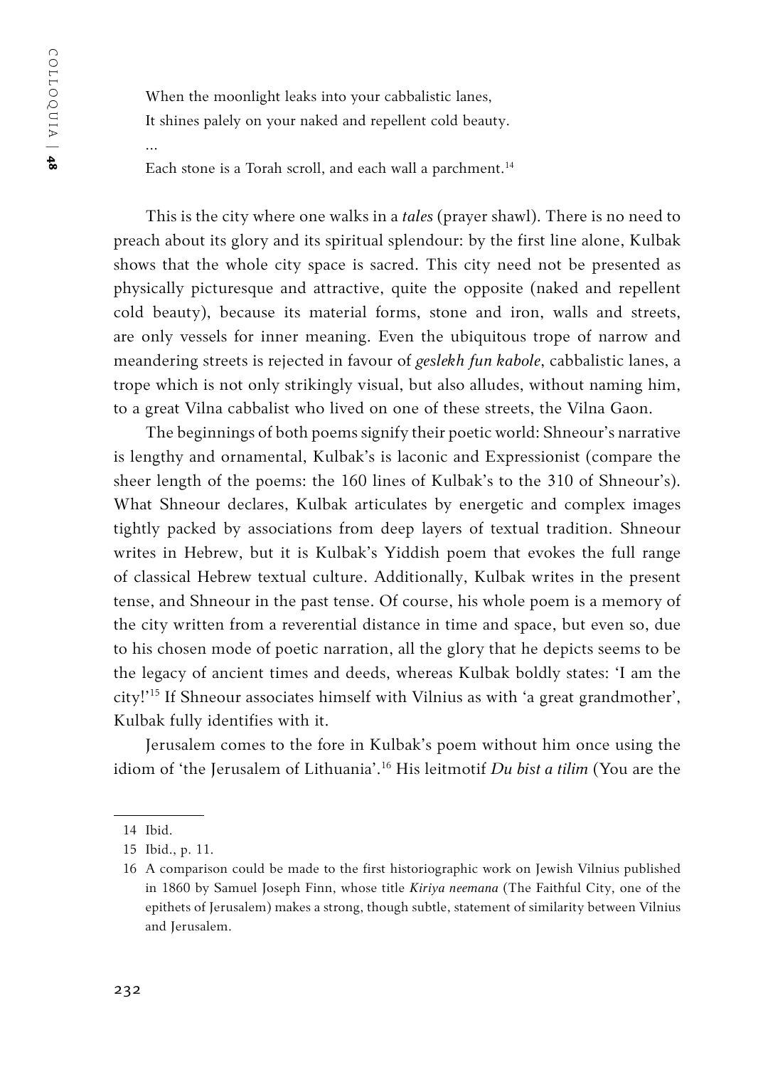When the moonlight leaks into your cabbalistic lanes,
It shines palely on your naked and repellent cold beauty.
...
Each stone is a Torah scroll, and each wall a parchment.[14]

This is the city where one walks in a *tales* (prayer shawl). There is no need to preach about its glory and its spiritual splendour: by the first line alone, Kulbak shows that the whole city space is sacred. This city need not be presented as physically picturesque and attractive, quite the opposite (naked and repellent cold beauty), because its material forms, stone and iron, walls and streets, are only vessels for inner meaning. Even the ubiquitous trope of narrow and meandering streets is rejected in favour of *geslekh fun kabole*, cabbalistic lanes, a trope which is not only strikingly visual, but also alludes, without naming him, to a great Vilna cabbalist who lived on one of these streets, the Vilna Gaon.

The beginnings of both poems signify their poetic world: Shneour's narrative is lengthy and ornamental, Kulbak's is laconic and Expressionist (compare the sheer length of the poems: the 160 lines of Kulbak's to the 310 of Shneour's). What Shneour declares, Kulbak articulates by energetic and complex images tightly packed by associations from deep layers of textual tradition. Shneour writes in Hebrew, but it is Kulbak's Yiddish poem that evokes the full range of classical Hebrew textual culture. Additionally, Kulbak writes in the present tense, and Shneour in the past tense. Of course, his whole poem is a memory of the city written from a reverential distance in time and space, but even so, due to his chosen mode of poetic narration, all the glory that he depicts seems to be the legacy of ancient times and deeds, whereas Kulbak boldly states: 'I am the city!'[15] If Shneour associates himself with Vilnius as with 'a great grandmother', Kulbak fully identifies with it.

Jerusalem comes to the fore in Kulbak's poem without him once using the idiom of 'the Jerusalem of Lithuania'.[16] His leitmotif *Du bist a tilim* (You are the

---

14 Ibid.

15 Ibid., p. 11.

16 A comparison could be made to the first historiographic work on Jewish Vilnius published in 1860 by Samuel Joseph Finn, whose title *Kiriya neemana* (The Faithful City, one of the epithets of Jerusalem) makes a strong, though subtle, statement of similarity between Vilnius and Jerusalem.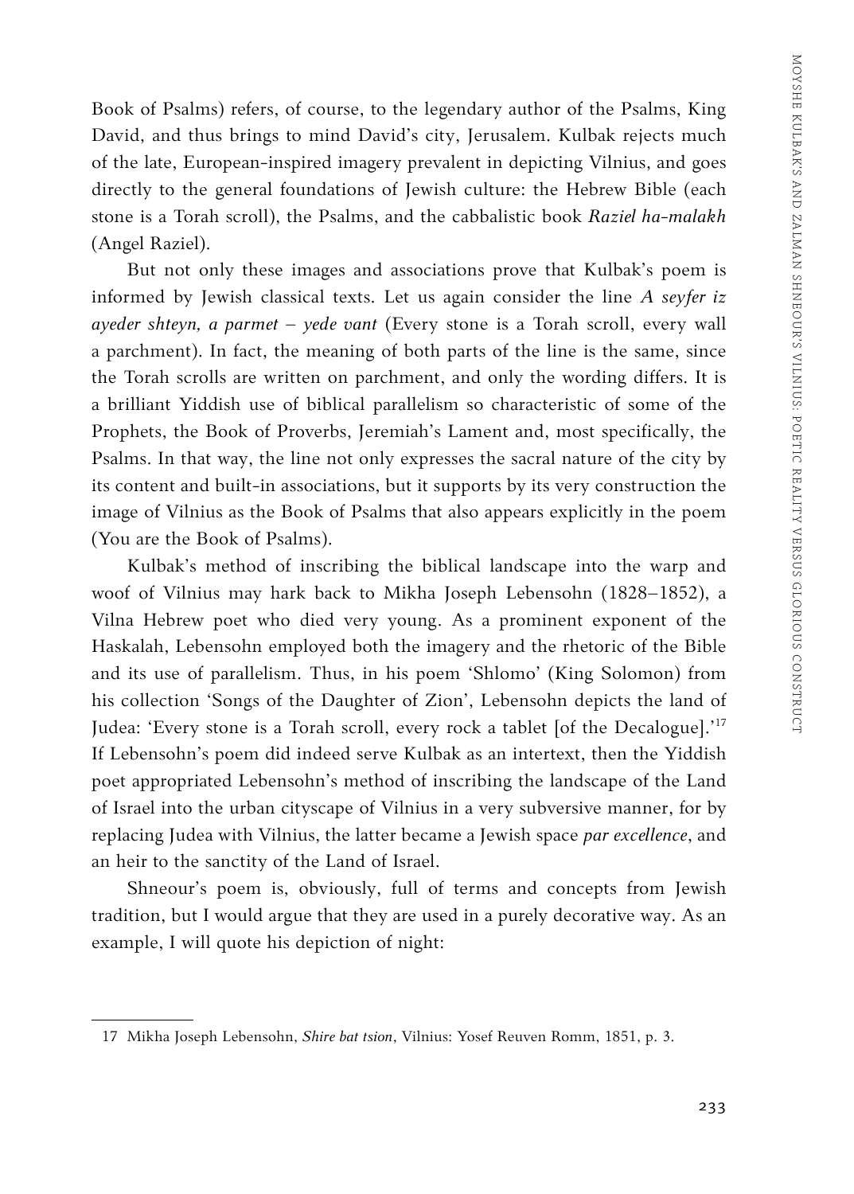Book of Psalms) refers, of course, to the legendary author of the Psalms, King David, and thus brings to mind David's city, Jerusalem. Kulbak rejects much of the late, European-inspired imagery prevalent in depicting Vilnius, and goes directly to the general foundations of Jewish culture: the Hebrew Bible (each stone is a Torah scroll), the Psalms, and the cabbalistic book *Raziel ha-malakh* (Angel Raziel).

But not only these images and associations prove that Kulbak's poem is informed by Jewish classical texts. Let us again consider the line *A seyfer iz ayeder shteyn, a parmet – yede vant* (Every stone is a Torah scroll, every wall a parchment). In fact, the meaning of both parts of the line is the same, since the Torah scrolls are written on parchment, and only the wording differs. It is a brilliant Yiddish use of biblical parallelism so characteristic of some of the Prophets, the Book of Proverbs, Jeremiah's Lament and, most specifically, the Psalms. In that way, the line not only expresses the sacral nature of the city by its content and built-in associations, but it supports by its very construction the image of Vilnius as the Book of Psalms that also appears explicitly in the poem (You are the Book of Psalms).

Kulbak's method of inscribing the biblical landscape into the warp and woof of Vilnius may hark back to Mikha Joseph Lebensohn (1828–1852), a Vilna Hebrew poet who died very young. As a prominent exponent of the Haskalah, Lebensohn employed both the imagery and the rhetoric of the Bible and its use of parallelism. Thus, in his poem 'Shlomo' (King Solomon) from his collection 'Songs of the Daughter of Zion', Lebensohn depicts the land of Judea: 'Every stone is a Torah scroll, every rock a tablet [of the Decalogue].'[17] If Lebensohn's poem did indeed serve Kulbak as an intertext, then the Yiddish poet appropriated Lebensohn's method of inscribing the landscape of the Land of Israel into the urban cityscape of Vilnius in a very subversive manner, for by replacing Judea with Vilnius, the latter became a Jewish space *par excellence*, and an heir to the sanctity of the Land of Israel.

Shneour's poem is, obviously, full of terms and concepts from Jewish tradition, but I would argue that they are used in a purely decorative way. As an example, I will quote his depiction of night:

---

17 Mikha Joseph Lebensohn, *Shire bat tsion*, Vilnius: Yosef Reuven Romm, 1851, p. 3.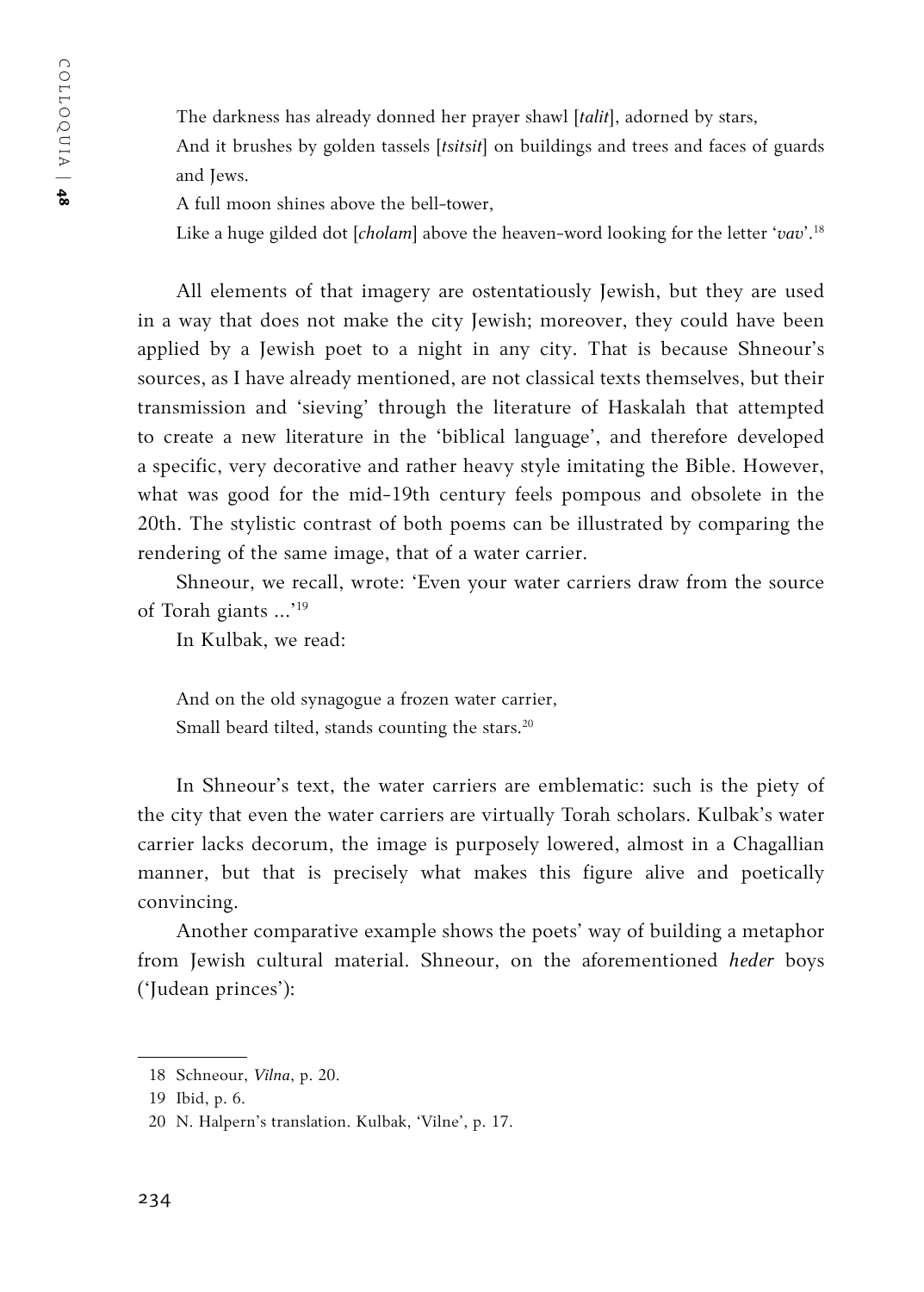> The darkness has already donned her prayer shawl [*talit*], adorned by stars,
> And it brushes by golden tassels [*tsitsit*] on buildings and trees and faces of guards and Jews.
> A full moon shines above the bell-tower,
> Like a huge gilded dot [*cholam*] above the heaven-word looking for the letter '*vav*'.[18]

All elements of that imagery are ostentatiously Jewish, but they are used in a way that does not make the city Jewish; moreover, they could have been applied by a Jewish poet to a night in any city. That is because Shneour's sources, as I have already mentioned, are not classical texts themselves, but their transmission and 'sieving' through the literature of Haskalah that attempted to create a new literature in the 'biblical language', and therefore developed a specific, very decorative and rather heavy style imitating the Bible. However, what was good for the mid-19th century feels pompous and obsolete in the 20th. The stylistic contrast of both poems can be illustrated by comparing the rendering of the same image, that of a water carrier.

Shneour, we recall, wrote: 'Even your water carriers draw from the source of Torah giants ...'[19]

In Kulbak, we read:

> And on the old synagogue a frozen water carrier,
> Small beard tilted, stands counting the stars.[20]

In Shneour's text, the water carriers are emblematic: such is the piety of the city that even the water carriers are virtually Torah scholars. Kulbak's water carrier lacks decorum, the image is purposely lowered, almost in a Chagallian manner, but that is precisely what makes this figure alive and poetically convincing.

Another comparative example shows the poets' way of building a metaphor from Jewish cultural material. Shneour, on the aforementioned *heder* boys ('Judean princes'):

---

18 Schneour, *Vilna*, p. 20.

19 Ibid, p. 6.

20 N. Halpern's translation. Kulbak, 'Vilne', p. 17.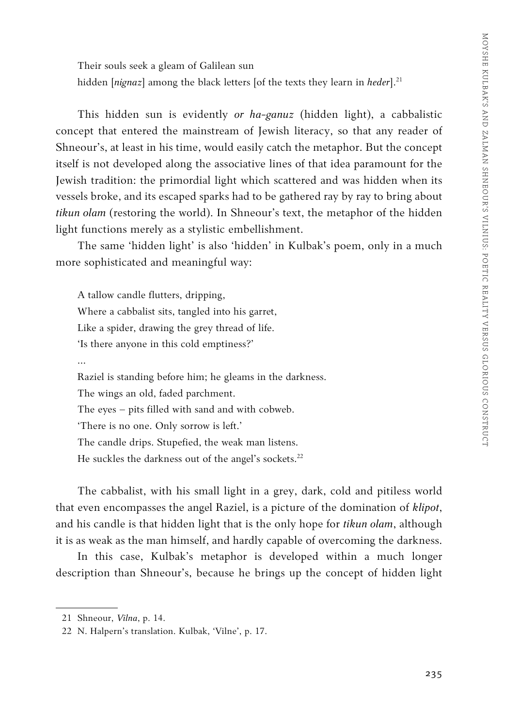> Their souls seek a gleam of Galilean sun
> hidden [*nignaz*] among the black letters [of the texts they learn in *heder*].[21]

This hidden sun is evidently *or ha-ganuz* (hidden light), a cabbalistic concept that entered the mainstream of Jewish literacy, so that any reader of Shneour's, at least in his time, would easily catch the metaphor. But the concept itself is not developed along the associative lines of that idea paramount for the Jewish tradition: the primordial light which scattered and was hidden when its vessels broke, and its escaped sparks had to be gathered ray by ray to bring about *tikun olam* (restoring the world). In Shneour's text, the metaphor of the hidden light functions merely as a stylistic embellishment.

The same 'hidden light' is also 'hidden' in Kulbak's poem, only in a much more sophisticated and meaningful way:

> A tallow candle flutters, dripping,
> Where a cabbalist sits, tangled into his garret,
> Like a spider, drawing the grey thread of life.
> 'Is there anyone in this cold emptiness?'
> ...
> Raziel is standing before him; he gleams in the darkness.
> The wings an old, faded parchment.
> The eyes – pits filled with sand and with cobweb.
> 'There is no one. Only sorrow is left.'
> The candle drips. Stupefied, the weak man listens.
> He suckles the darkness out of the angel's sockets.[22]

The cabbalist, with his small light in a grey, dark, cold and pitiless world that even encompasses the angel Raziel, is a picture of the domination of *klipot*, and his candle is that hidden light that is the only hope for *tikun olam*, although it is as weak as the man himself, and hardly capable of overcoming the darkness.

In this case, Kulbak's metaphor is developed within a much longer description than Shneour's, because he brings up the concept of hidden light

---

21 Shneour, *Vilna*, p. 14.

22 N. Halpern's translation. Kulbak, 'Vilne', p. 17.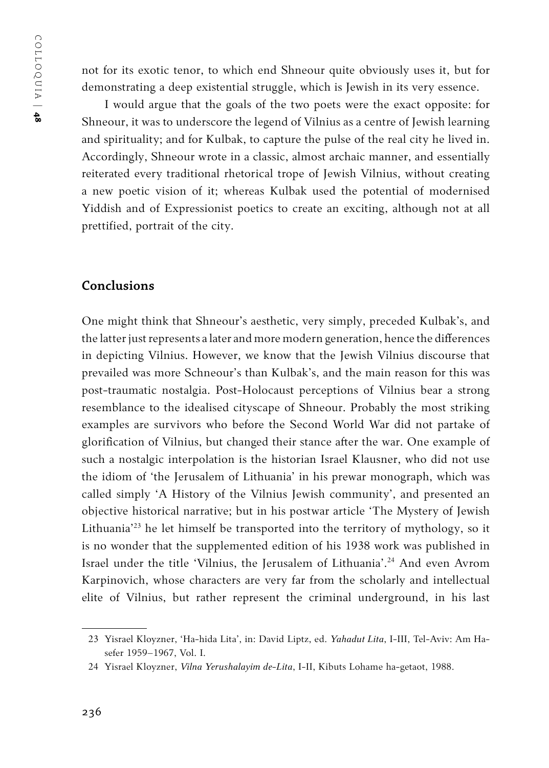not for its exotic tenor, to which end Shneour quite obviously uses it, but for demonstrating a deep existential struggle, which is Jewish in its very essence.

I would argue that the goals of the two poets were the exact opposite: for Shneour, it was to underscore the legend of Vilnius as a centre of Jewish learning and spirituality; and for Kulbak, to capture the pulse of the real city he lived in. Accordingly, Shneour wrote in a classic, almost archaic manner, and essentially reiterated every traditional rhetorical trope of Jewish Vilnius, without creating a new poetic vision of it; whereas Kulbak used the potential of modernised Yiddish and of Expressionist poetics to create an exciting, although not at all prettified, portrait of the city.

## Conclusions

One might think that Shneour's aesthetic, very simply, preceded Kulbak's, and the latter just represents a later and more modern generation, hence the differences in depicting Vilnius. However, we know that the Jewish Vilnius discourse that prevailed was more Schneour's than Kulbak's, and the main reason for this was post-traumatic nostalgia. Post-Holocaust perceptions of Vilnius bear a strong resemblance to the idealised cityscape of Shneour. Probably the most striking examples are survivors who before the Second World War did not partake of glorification of Vilnius, but changed their stance after the war. One example of such a nostalgic interpolation is the historian Israel Klausner, who did not use the idiom of 'the Jerusalem of Lithuania' in his prewar monograph, which was called simply 'A History of the Vilnius Jewish community', and presented an objective historical narrative; but in his postwar article 'The Mystery of Jewish Lithuania'[23] he let himself be transported into the territory of mythology, so it is no wonder that the supplemented edition of his 1938 work was published in Israel under the title 'Vilnius, the Jerusalem of Lithuania'.[24] And even Avrom Karpinovich, whose characters are very far from the scholarly and intellectual elite of Vilnius, but rather represent the criminal underground, in his last

---

23 Yisrael Kloyzner, 'Ha-hida Lita', in: David Liptz, ed. *Yahadut Lita*, I-III, Tel-Aviv: Am Ha-sefer 1959–1967, Vol. I.

24 Yisrael Kloyzner, *Vilna Yerushalayim de-Lita*, I-II, Kibuts Lohame ha-getaot, 1988.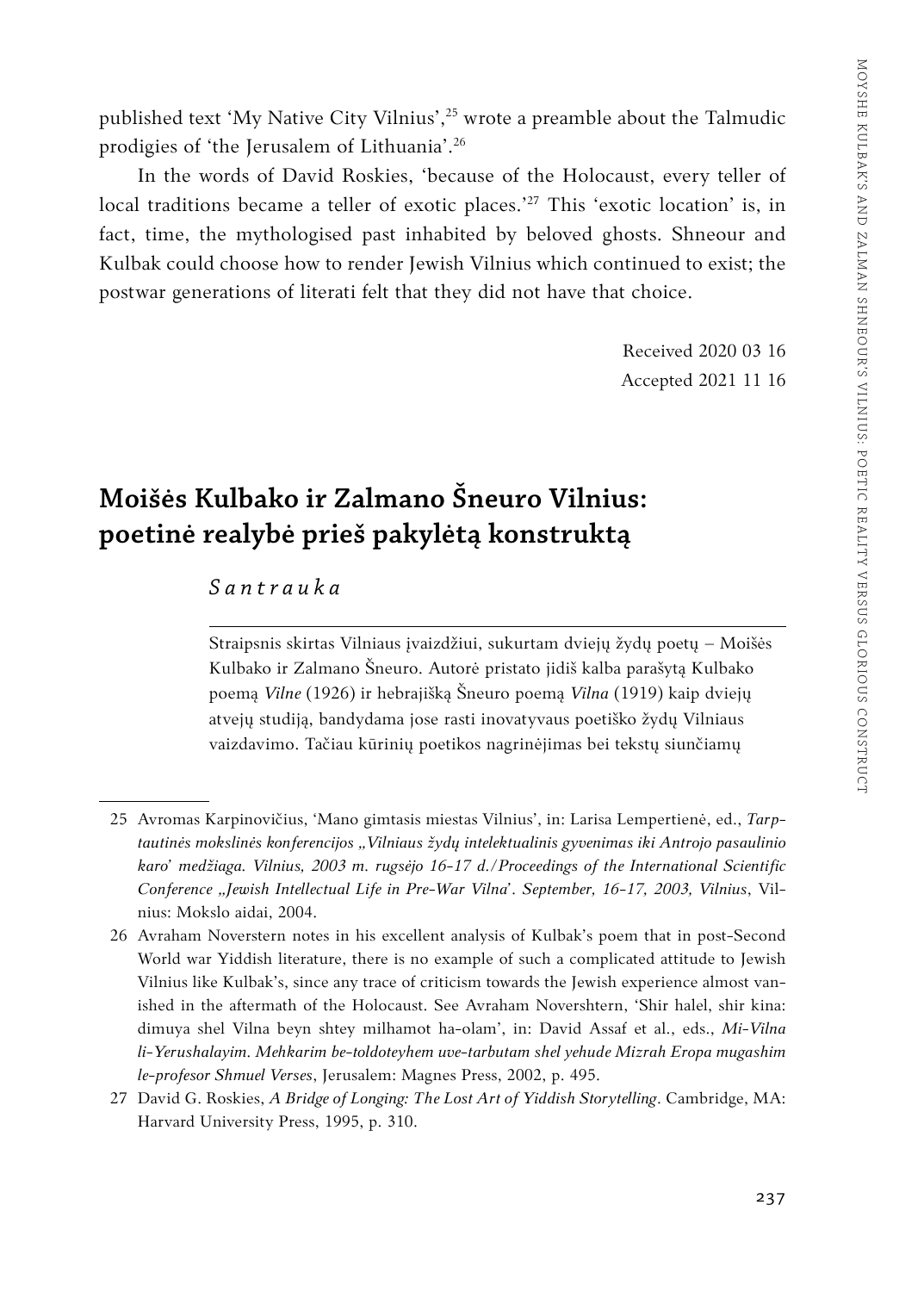published text 'My Native City Vilnius',[25] wrote a preamble about the Talmudic prodigies of 'the Jerusalem of Lithuania'.[26]

In the words of David Roskies, 'because of the Holocaust, every teller of local traditions became a teller of exotic places.'[27] This 'exotic location' is, in fact, time, the mythologised past inhabited by beloved ghosts. Shneour and Kulbak could choose how to render Jewish Vilnius which continued to exist; the postwar generations of literati felt that they did not have that choice.

Received 2020 03 16

Accepted 2021 11 16

# Moišės Kulbako ir Zalmano Šneuro Vilnius: poetinė realybė prieš pakylėtą konstruktą

*Santrauka*

Straipsnis skirtas Vilniaus įvaizdžiui, sukurtam dviejų žydų poetų – Moišės Kulbako ir Zalmano Šneuro. Autorė pristato jidiš kalba parašytą Kulbako poemą *Vilne* (1926) ir hebrajišką Šneuro poemą *Vilna* (1919) kaip dviejų atvejų studiją, bandydama jose rasti inovatyvaus poetiško žydų Vilniaus vaizdavimo. Tačiau kūrinių poetikos nagrinėjimas bei tekstų siunčiamų

---

25 Avromas Karpinovičius, 'Mano gimtasis miestas Vilnius', in: Larisa Lempertienė, ed., *Tarptautinės mokslinės konferencijos „Vilniaus žydų intelektualinis gyvenimas iki Antrojo pasaulinio karo" medžiaga. Vilnius, 2003 m. rugsėjo 16-17 d./Proceedings of the International Scientific Conference „Jewish Intellectual Life in Pre-War Vilna". September, 16-17, 2003, Vilnius*, Vilnius: Mokslo aidai, 2004.

26 Avraham Noverstern notes in his excellent analysis of Kulbak's poem that in post-Second World war Yiddish literature, there is no example of such a complicated attitude to Jewish Vilnius like Kulbak's, since any trace of criticism towards the Jewish experience almost vanished in the aftermath of the Holocaust. See Avraham Novershtern, 'Shir halel, shir kina: dimuya shel Vilna beyn shtey milhamot ha-olam', in: David Assaf et al., eds., *Mi-Vilna li-Yerushalayim. Mehkarim be-toldoteyhem uve-tarbutam shel yehude Mizrah Eropa mugashim le-profesor Shmuel Verses*, Jerusalem: Magnes Press, 2002, p. 495.

27 David G. Roskies, *A Bridge of Longing: The Lost Art of Yiddish Storytelling*. Cambridge, MA: Harvard University Press, 1995, p. 310.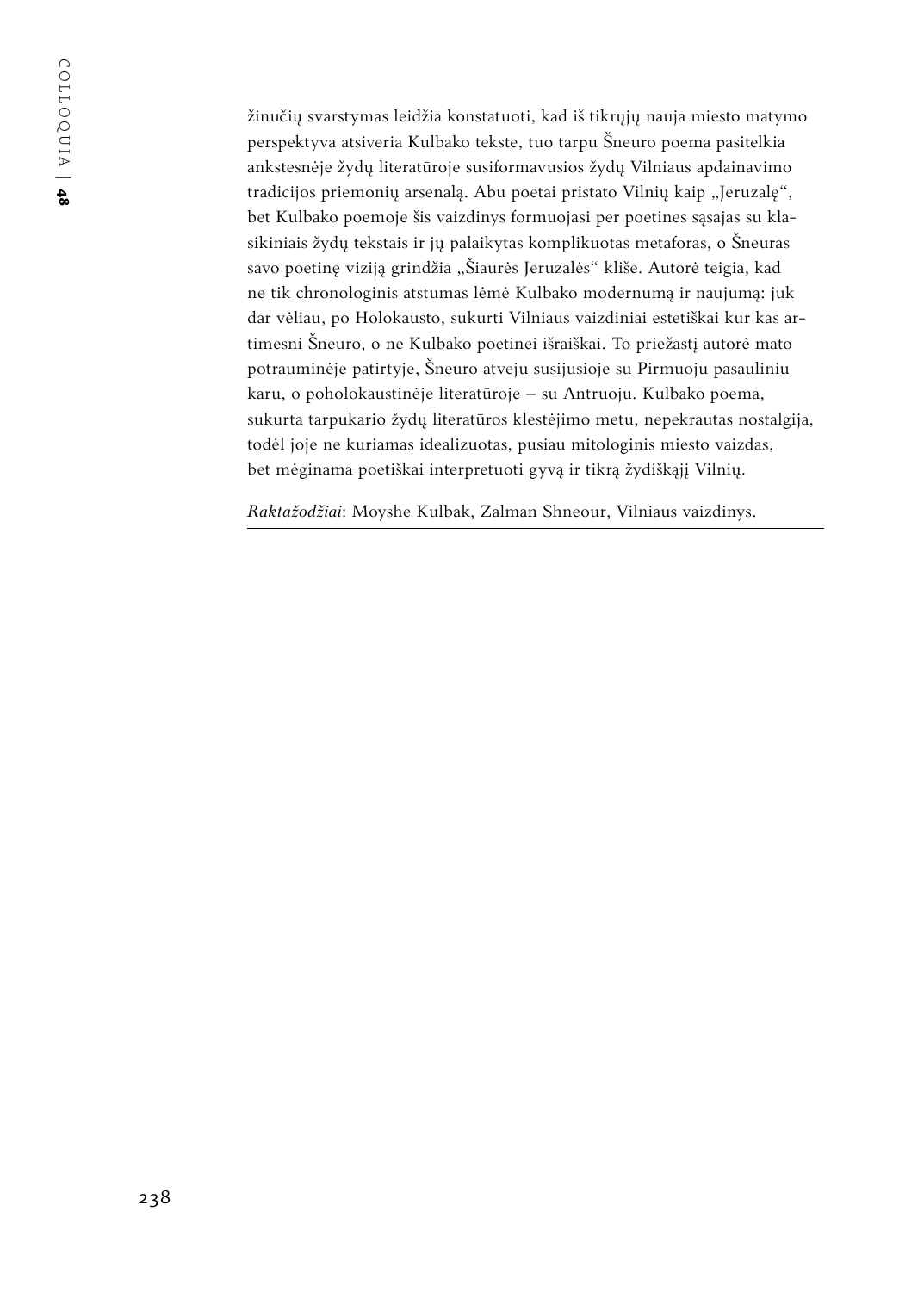žinučių svarstymas leidžia konstatuoti, kad iš tikrųjų nauja miesto matymo perspektyva atsiveria Kulbako tekste, tuo tarpu Šneuro poema pasitelkia ankstesnėje žydų literatūroje susiformavusios žydų Vilniaus apdainavimo tradicijos priemonių arsenalą. Abu poetai pristato Vilnių kaip „Jeruzalę", bet Kulbako poemoje šis vaizdinys formuojasi per poetines sąsajas su klasikiniais žydų tekstais ir jų palaikytas komplikuotas metaforas, o Šneuras savo poetinę viziją grindžia „Šiaurės Jeruzalės" kliše. Autorė teigia, kad ne tik chronologinis atstumas lėmė Kulbako modernumą ir naujumą: juk dar vėliau, po Holokausto, sukurti Vilniaus vaizdiniai estetiškai kur kas artimesni Šneuro, o ne Kulbako poetinei išraiškai. To priežastį autorė mato potrauminėje patirtyje, Šneuro atveju susijusioje su Pirmuoju pasauliniu karu, o poholokaustinėje literatūroje – su Antruoju. Kulbako poema, sukurta tarpukario žydų literatūros klestėjimo metu, nepekrautas nostalgija, todėl joje ne kuriamas idealizuotas, pusiau mitologinis miesto vaizdas, bet mėginama poetiškai interpretuoti gyvą ir tikrą žydiškąjį Vilnių.

*Raktažodžiai*: Moyshe Kulbak, Zalman Shneour, Vilniaus vaizdinys.